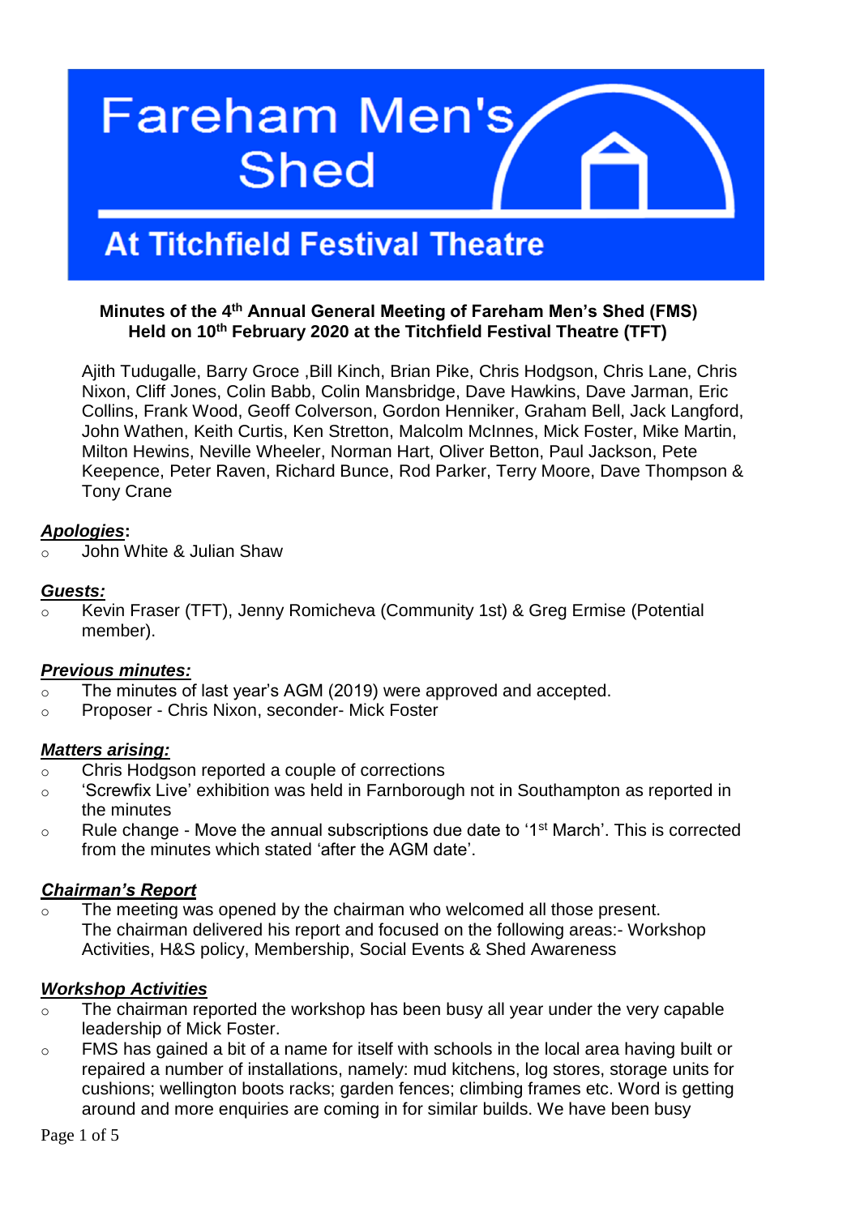# Fareham Men's Shed

## At Titchfield Festival Theatre

**Minutes of the 4th Annual General Meeting of Fareham Men's Shed (FMS)**
**Held on 10th February 2020 at the Titchfield Festival Theatre (TFT)**

Ajith Tudugalle, Barry Groce ,Bill Kinch, Brian Pike, Chris Hodgson, Chris Lane, Chris Nixon, Cliff Jones, Colin Babb, Colin Mansbridge, Dave Hawkins, Dave Jarman, Eric Collins, Frank Wood, Geoff Colverson, Gordon Henniker, Graham Bell, Jack Langford, John Wathen, Keith Curtis, Ken Stretton, Malcolm McInnes, Mick Foster, Mike Martin, Milton Hewins, Neville Wheeler, Norman Hart, Oliver Betton, Paul Jackson, Pete Keepence, Peter Raven, Richard Bunce, Rod Parker, Terry Moore, Dave Thompson & Tony Crane

***Apologies*:**

- John White & Julian Shaw

***Guests:***

- Kevin Fraser (TFT), Jenny Romicheva (Community 1st) & Greg Ermise (Potential member).

***Previous minutes:***

- The minutes of last year's AGM (2019) were approved and accepted.
- Proposer - Chris Nixon, seconder- Mick Foster

***Matters arising:***

- Chris Hodgson reported a couple of corrections
- 'Screwfix Live' exhibition was held in Farnborough not in Southampton as reported in the minutes
- Rule change - Move the annual subscriptions due date to '1st March'. This is corrected from the minutes which stated 'after the AGM date'.

***Chairman's Report***

- The meeting was opened by the chairman who welcomed all those present. The chairman delivered his report and focused on the following areas:- Workshop Activities, H&S policy, Membership, Social Events & Shed Awareness

***Workshop Activities***

- The chairman reported the workshop has been busy all year under the very capable leadership of Mick Foster.
- FMS has gained a bit of a name for itself with schools in the local area having built or repaired a number of installations, namely: mud kitchens, log stores, storage units for cushions; wellington boots racks; garden fences; climbing frames etc. Word is getting around and more enquiries are coming in for similar builds. We have been busy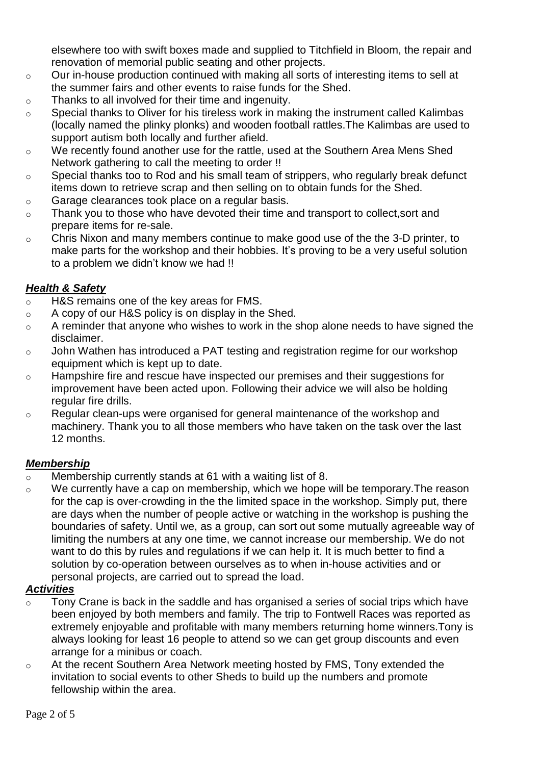elsewhere too with swift boxes made and supplied to Titchfield in Bloom, the repair and renovation of memorial public seating and other projects.

- Our in-house production continued with making all sorts of interesting items to sell at the summer fairs and other events to raise funds for the Shed.
- Thanks to all involved for their time and ingenuity.
- Special thanks to Oliver for his tireless work in making the instrument called Kalimbas (locally named the plinky plonks) and wooden football rattles.The Kalimbas are used to support autism both locally and further afield.
- We recently found another use for the rattle, used at the Southern Area Mens Shed Network gathering to call the meeting to order !!
- Special thanks too to Rod and his small team of strippers, who regularly break defunct items down to retrieve scrap and then selling on to obtain funds for the Shed.
- Garage clearances took place on a regular basis.
- Thank you to those who have devoted their time and transport to collect,sort and prepare items for re-sale.
- Chris Nixon and many members continue to make good use of the the 3-D printer, to make parts for the workshop and their hobbies. It's proving to be a very useful solution to a problem we didn't know we had !!

***Health & Safety***

- H&S remains one of the key areas for FMS.
- A copy of our H&S policy is on display in the Shed.
- A reminder that anyone who wishes to work in the shop alone needs to have signed the disclaimer.
- John Wathen has introduced a PAT testing and registration regime for our workshop equipment which is kept up to date.
- Hampshire fire and rescue have inspected our premises and their suggestions for improvement have been acted upon. Following their advice we will also be holding regular fire drills.
- Regular clean-ups were organised for general maintenance of the workshop and machinery. Thank you to all those members who have taken on the task over the last 12 months.

***Membership***

- Membership currently stands at 61 with a waiting list of 8.
- We currently have a cap on membership, which we hope will be temporary.The reason for the cap is over-crowding in the the limited space in the workshop. Simply put, there are days when the number of people active or watching in the workshop is pushing the boundaries of safety. Until we, as a group, can sort out some mutually agreeable way of limiting the numbers at any one time, we cannot increase our membership. We do not want to do this by rules and regulations if we can help it. It is much better to find a solution by co-operation between ourselves as to when in-house activities and or personal projects, are carried out to spread the load.

***Activities***

- Tony Crane is back in the saddle and has organised a series of social trips which have been enjoyed by both members and family. The trip to Fontwell Races was reported as extremely enjoyable and profitable with many members returning home winners.Tony is always looking for least 16 people to attend so we can get group discounts and even arrange for a minibus or coach.
- At the recent Southern Area Network meeting hosted by FMS, Tony extended the invitation to social events to other Sheds to build up the numbers and promote fellowship within the area.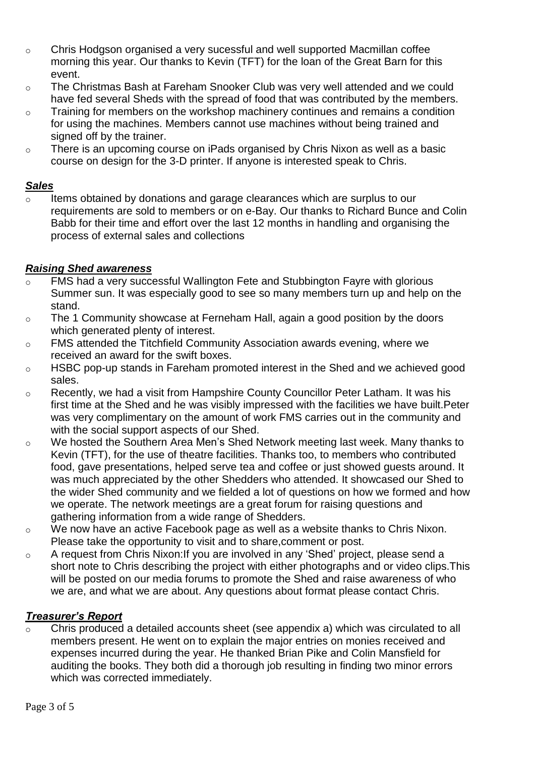- Chris Hodgson organised a very sucessful and well supported Macmillan coffee morning this year. Our thanks to Kevin (TFT) for the loan of the Great Barn for this event.
- The Christmas Bash at Fareham Snooker Club was very well attended and we could have fed several Sheds with the spread of food that was contributed by the members.
- Training for members on the workshop machinery continues and remains a condition for using the machines. Members cannot use machines without being trained and signed off by the trainer.
- There is an upcoming course on iPads organised by Chris Nixon as well as a basic course on design for the 3-D printer. If anyone is interested speak to Chris.

### ***Sales***

- Items obtained by donations and garage clearances which are surplus to our requirements are sold to members or on e-Bay. Our thanks to Richard Bunce and Colin Babb for their time and effort over the last 12 months in handling and organising the process of external sales and collections

### ***Raising Shed awareness***

- FMS had a very successful Wallington Fete and Stubbington Fayre with glorious Summer sun. It was especially good to see so many members turn up and help on the stand.
- The 1 Community showcase at Ferneham Hall, again a good position by the doors which generated plenty of interest.
- FMS attended the Titchfield Community Association awards evening, where we received an award for the swift boxes.
- HSBC pop-up stands in Fareham promoted interest in the Shed and we achieved good sales.
- Recently, we had a visit from Hampshire County Councillor Peter Latham. It was his first time at the Shed and he was visibly impressed with the facilities we have built.Peter was very complimentary on the amount of work FMS carries out in the community and with the social support aspects of our Shed.
- We hosted the Southern Area Men's Shed Network meeting last week. Many thanks to Kevin (TFT), for the use of theatre facilities. Thanks too, to members who contributed food, gave presentations, helped serve tea and coffee or just showed guests around. It was much appreciated by the other Shedders who attended. It showcased our Shed to the wider Shed community and we fielded a lot of questions on how we formed and how we operate. The network meetings are a great forum for raising questions and gathering information from a wide range of Shedders.
- We now have an active Facebook page as well as a website thanks to Chris Nixon. Please take the opportunity to visit and to share,comment or post.
- A request from Chris Nixon:If you are involved in any 'Shed' project, please send a short note to Chris describing the project with either photographs and or video clips.This will be posted on our media forums to promote the Shed and raise awareness of who we are, and what we are about. Any questions about format please contact Chris.

### ***Treasurer's Report***

- Chris produced a detailed accounts sheet (see appendix a) which was circulated to all members present. He went on to explain the major entries on monies received and expenses incurred during the year. He thanked Brian Pike and Colin Mansfield for auditing the books. They both did a thorough job resulting in finding two minor errors which was corrected immediately.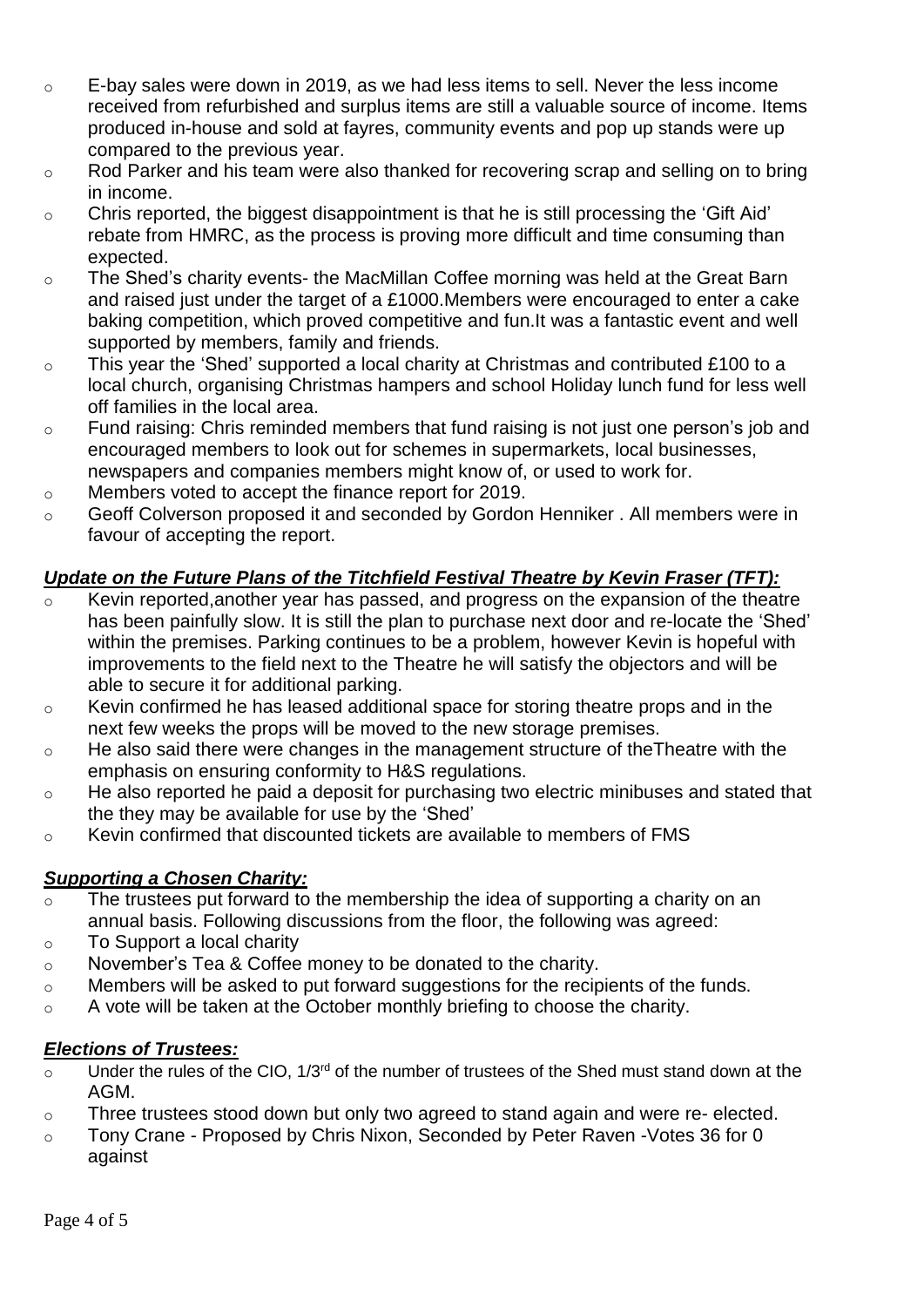- E-bay sales were down in 2019, as we had less items to sell. Never the less income received from refurbished and surplus items are still a valuable source of income. Items produced in-house and sold at fayres, community events and pop up stands were up compared to the previous year.
- Rod Parker and his team were also thanked for recovering scrap and selling on to bring in income.
- Chris reported, the biggest disappointment is that he is still processing the 'Gift Aid' rebate from HMRC, as the process is proving more difficult and time consuming than expected.
- The Shed's charity events- the MacMillan Coffee morning was held at the Great Barn and raised just under the target of a £1000.Members were encouraged to enter a cake baking competition, which proved competitive and fun.It was a fantastic event and well supported by members, family and friends.
- This year the 'Shed' supported a local charity at Christmas and contributed £100 to a local church, organising Christmas hampers and school Holiday lunch fund for less well off families in the local area.
- Fund raising: Chris reminded members that fund raising is not just one person's job and encouraged members to look out for schemes in supermarkets, local businesses, newspapers and companies members might know of, or used to work for.
- Members voted to accept the finance report for 2019.
- Geoff Colverson proposed it and seconded by Gordon Henniker . All members were in favour of accepting the report.

***Update on the Future Plans of the Titchfield Festival Theatre by Kevin Fraser (TFT):***

- Kevin reported,another year has passed, and progress on the expansion of the theatre has been painfully slow. It is still the plan to purchase next door and re-locate the 'Shed' within the premises. Parking continues to be a problem, however Kevin is hopeful with improvements to the field next to the Theatre he will satisfy the objectors and will be able to secure it for additional parking.
- Kevin confirmed he has leased additional space for storing theatre props and in the next few weeks the props will be moved to the new storage premises.
- He also said there were changes in the management structure of theTheatre with the emphasis on ensuring conformity to H&S regulations.
- He also reported he paid a deposit for purchasing two electric minibuses and stated that the they may be available for use by the 'Shed'
- Kevin confirmed that discounted tickets are available to members of FMS

***Supporting a Chosen Charity:***

- The trustees put forward to the membership the idea of supporting a charity on an annual basis. Following discussions from the floor, the following was agreed:
- To Support a local charity
- November's Tea & Coffee money to be donated to the charity.
- Members will be asked to put forward suggestions for the recipients of the funds.
- A vote will be taken at the October monthly briefing to choose the charity.

***Elections of Trustees:***

- Under the rules of the CIO, 1/3rd of the number of trustees of the Shed must stand down at the AGM.
- Three trustees stood down but only two agreed to stand again and were re- elected.
- Tony Crane - Proposed by Chris Nixon, Seconded by Peter Raven -Votes 36 for 0 against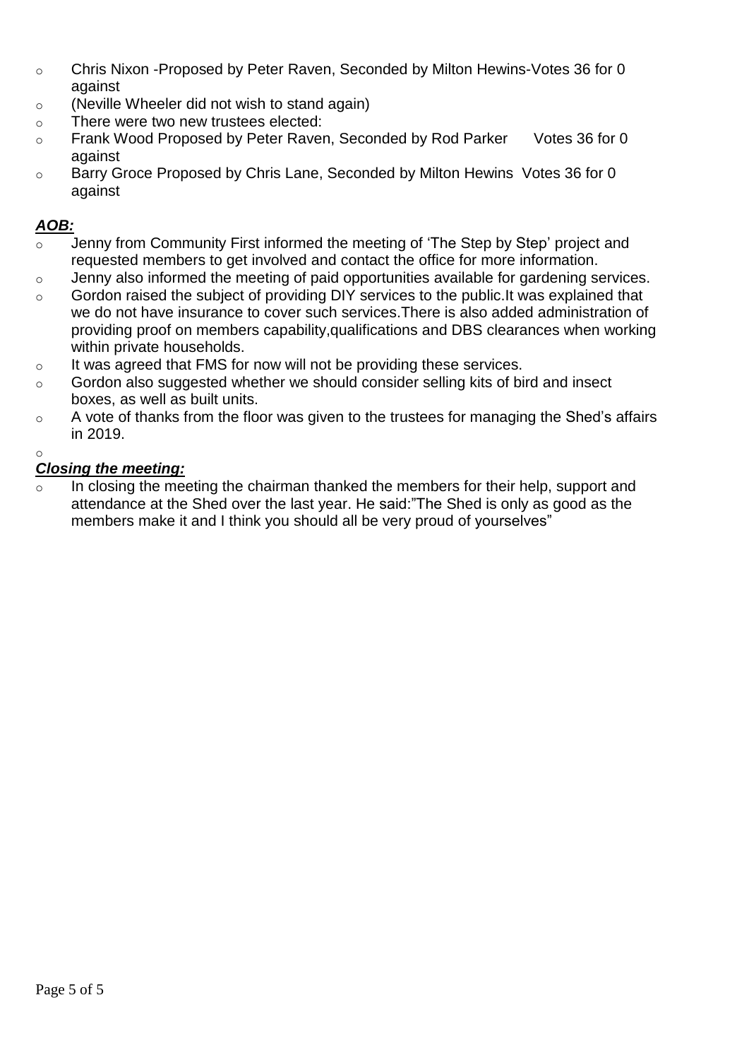- Chris Nixon -Proposed by Peter Raven, Seconded by Milton Hewins-Votes 36 for 0 against
- (Neville Wheeler did not wish to stand again)
- There were two new trustees elected:
- Frank Wood Proposed by Peter Raven, Seconded by Rod Parker  Votes 36 for 0 against
- Barry Groce Proposed by Chris Lane, Seconded by Milton Hewins  Votes 36 for 0 against

***AOB:***

- Jenny from Community First informed the meeting of 'The Step by Step' project and requested members to get involved and contact the office for more information.
- Jenny also informed the meeting of paid opportunities available for gardening services.
- Gordon raised the subject of providing DIY services to the public.It was explained that we do not have insurance to cover such services.There is also added administration of providing proof on members capability,qualifications and DBS clearances when working within private households.
- It was agreed that FMS for now will not be providing these services.
- Gordon also suggested whether we should consider selling kits of bird and insect boxes, as well as built units.
- A vote of thanks from the floor was given to the trustees for managing the Shed's affairs in 2019.

***Closing the meeting:***

- In closing the meeting the chairman thanked the members for their help, support and attendance at the Shed over the last year. He said:"The Shed is only as good as the members make it and I think you should all be very proud of yourselves"